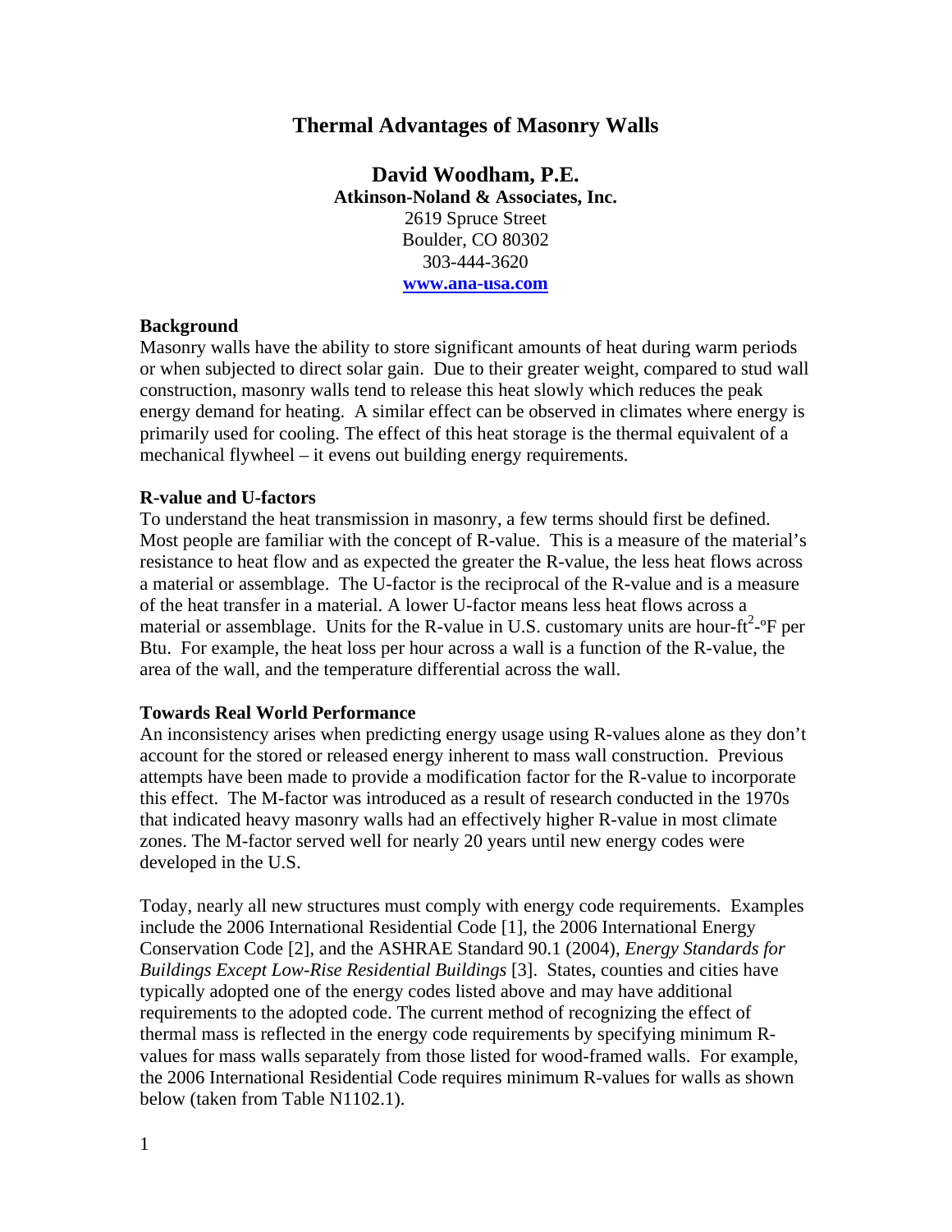# Thermal Advantages of Masonry Walls

**David Woodham, P.E.**
**Atkinson-Noland & Associates, Inc.**
2619 Spruce Street
Boulder, CO 80302
303-444-3620
[www.ana-usa.com](http://www.ana-usa.com)

## Background

Masonry walls have the ability to store significant amounts of heat during warm periods or when subjected to direct solar gain. Due to their greater weight, compared to stud wall construction, masonry walls tend to release this heat slowly which reduces the peak energy demand for heating. A similar effect can be observed in climates where energy is primarily used for cooling. The effect of this heat storage is the thermal equivalent of a mechanical flywheel – it evens out building energy requirements.

## R-value and U-factors

To understand the heat transmission in masonry, a few terms should first be defined. Most people are familiar with the concept of R-value. This is a measure of the material's resistance to heat flow and as expected the greater the R-value, the less heat flows across a material or assemblage. The U-factor is the reciprocal of the R-value and is a measure of the heat transfer in a material. A lower U-factor means less heat flows across a material or assemblage. Units for the R-value in U.S. customary units are hour-ft$^2$-ºF per Btu. For example, the heat loss per hour across a wall is a function of the R-value, the area of the wall, and the temperature differential across the wall.

## Towards Real World Performance

An inconsistency arises when predicting energy usage using R-values alone as they don't account for the stored or released energy inherent to mass wall construction. Previous attempts have been made to provide a modification factor for the R-value to incorporate this effect. The M-factor was introduced as a result of research conducted in the 1970s that indicated heavy masonry walls had an effectively higher R-value in most climate zones. The M-factor served well for nearly 20 years until new energy codes were developed in the U.S.

Today, nearly all new structures must comply with energy code requirements. Examples include the 2006 International Residential Code [1], the 2006 International Energy Conservation Code [2], and the ASHRAE Standard 90.1 (2004), *Energy Standards for Buildings Except Low-Rise Residential Buildings* [3]. States, counties and cities have typically adopted one of the energy codes listed above and may have additional requirements to the adopted code. The current method of recognizing the effect of thermal mass is reflected in the energy code requirements by specifying minimum R-values for mass walls separately from those listed for wood-framed walls. For example, the 2006 International Residential Code requires minimum R-values for walls as shown below (taken from Table N1102.1).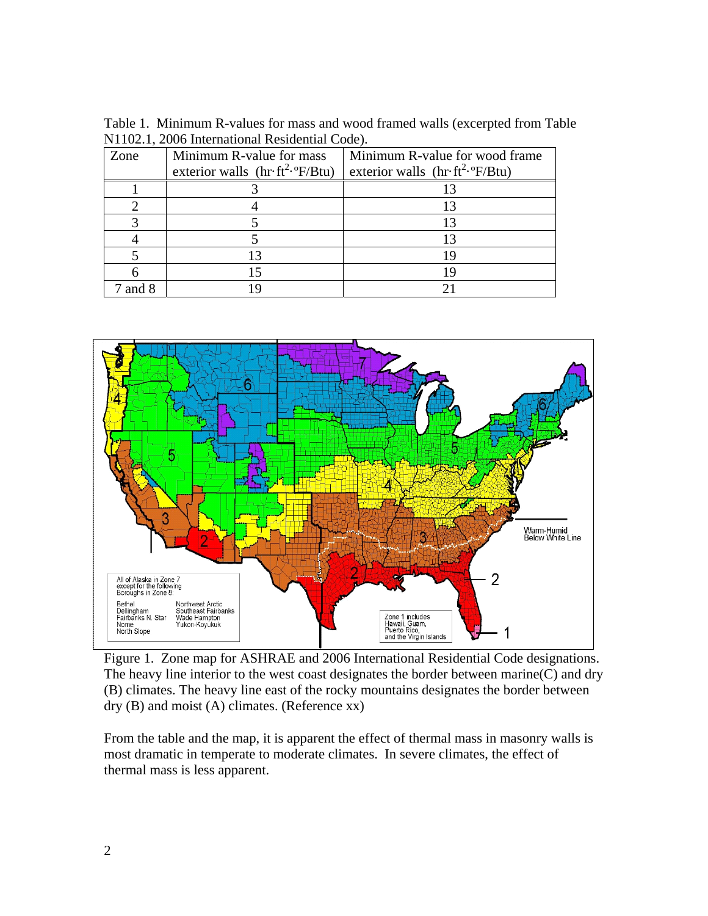Table 1. Minimum R-values for mass and wood framed walls (excerpted from Table N1102.1, 2006 International Residential Code).

| Zone | Minimum R-value for mass exterior walls ($hr \cdot ft^2 \cdot {}^\circ F/Btu$) | Minimum R-value for wood frame exterior walls ($hr \cdot ft^2 \cdot {}^\circ F/Btu$) |
|---|---|---|
| 1 | 3 | 13 |
| 2 | 4 | 13 |
| 3 | 5 | 13 |
| 4 | 5 | 13 |
| 5 | 13 | 19 |
| 6 | 15 | 19 |
| 7 and 8 | 19 | 21 |

Figure 1. Zone map for ASHRAE and 2006 International Residential Code designations. The heavy line interior to the west coast designates the border between marine(C) and dry (B) climates. The heavy line east of the rocky mountains designates the border between dry (B) and moist (A) climates. (Reference xx)

From the table and the map, it is apparent the effect of thermal mass in masonry walls is most dramatic in temperate to moderate climates. In severe climates, the effect of thermal mass is less apparent.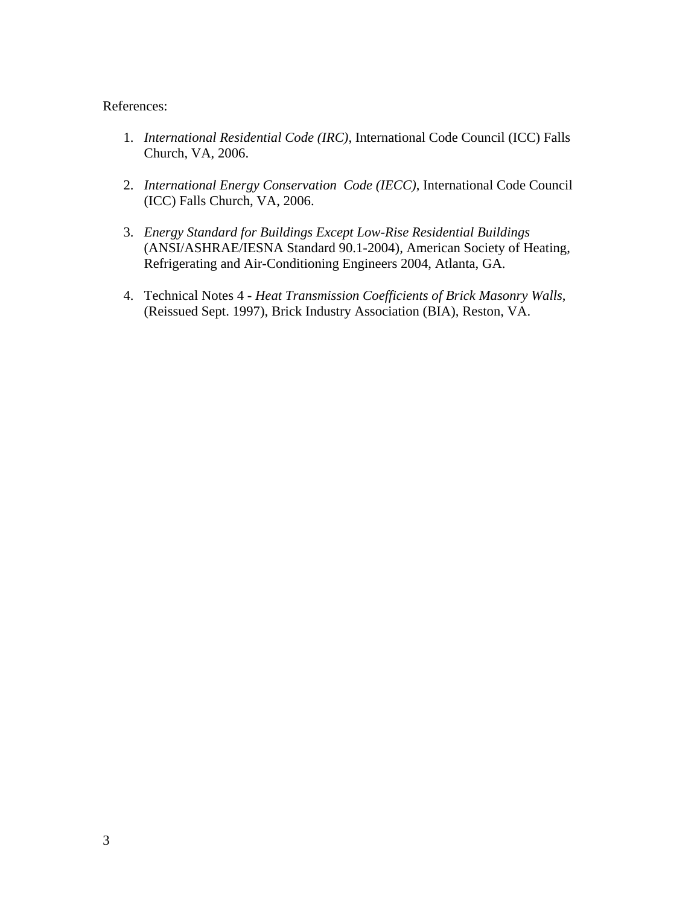References:

1. *International Residential Code (IRC)*, International Code Council (ICC) Falls Church, VA, 2006.

2. *International Energy Conservation Code (IECC)*, International Code Council (ICC) Falls Church, VA, 2006.

3. *Energy Standard for Buildings Except Low-Rise Residential Buildings* (ANSI/ASHRAE/IESNA Standard 90.1-2004), American Society of Heating, Refrigerating and Air-Conditioning Engineers 2004, Atlanta, GA.

4. Technical Notes 4 - *Heat Transmission Coefficients of Brick Masonry Walls*, (Reissued Sept. 1997), Brick Industry Association (BIA), Reston, VA.